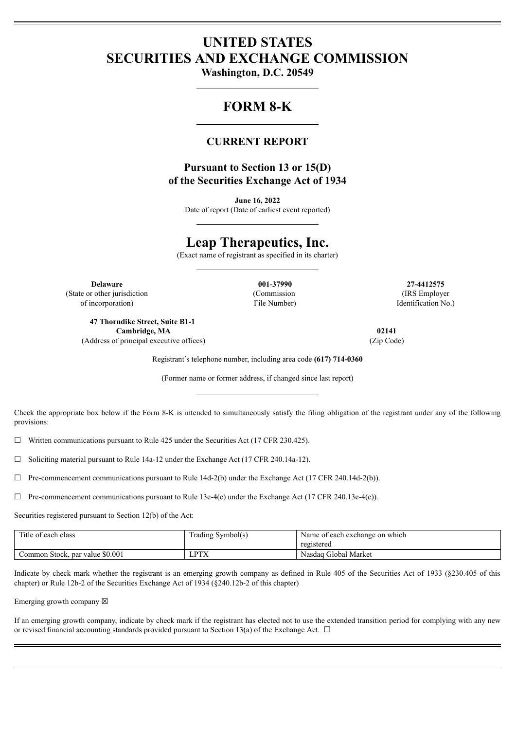# UNITED STATES
# SECURITIES AND EXCHANGE COMMISSION

**Washington, D.C. 20549**

# FORM 8-K

## CURRENT REPORT

### Pursuant to Section 13 or 15(D) of the Securities Exchange Act of 1934

**June 16, 2022**
Date of report (Date of earliest event reported)

# Leap Therapeutics, Inc.

(Exact name of registrant as specified in its charter)

| | | |
|---|---|---|
| **Delaware** | **001-37990** | **27-4412575** |
| (State or other jurisdiction of incorporation) | (Commission File Number) | (IRS Employer Identification No.) |

| | |
|---|---|
| **47 Thorndike Street, Suite B1-1** **Cambridge, MA** | **02141** |
| (Address of principal executive offices) | (Zip Code) |

Registrant's telephone number, including area code **(617) 714-0360**

(Former name or former address, if changed since last report)

Check the appropriate box below if the Form 8-K is intended to simultaneously satisfy the filing obligation of the registrant under any of the following provisions:

☐ Written communications pursuant to Rule 425 under the Securities Act (17 CFR 230.425).

☐ Soliciting material pursuant to Rule 14a-12 under the Exchange Act (17 CFR 240.14a-12).

☐ Pre-commencement communications pursuant to Rule 14d-2(b) under the Exchange Act (17 CFR 240.14d-2(b)).

☐ Pre-commencement communications pursuant to Rule 13e-4(c) under the Exchange Act (17 CFR 240.13e-4(c)).

Securities registered pursuant to Section 12(b) of the Act:

| Title of each class | Trading Symbol(s) | Name of each exchange on which registered |
|---|---|---|
| Common Stock, par value $0.001 | LPTX | Nasdaq Global Market |

Indicate by check mark whether the registrant is an emerging growth company as defined in Rule 405 of the Securities Act of 1933 (§230.405 of this chapter) or Rule 12b-2 of the Securities Exchange Act of 1934 (§240.12b-2 of this chapter)

Emerging growth company ☒

If an emerging growth company, indicate by check mark if the registrant has elected not to use the extended transition period for complying with any new or revised financial accounting standards provided pursuant to Section 13(a) of the Exchange Act. ☐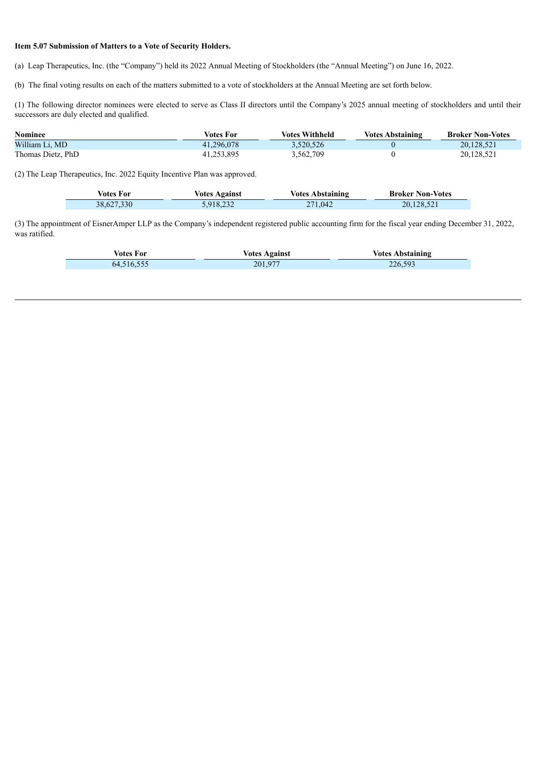**Item 5.07 Submission of Matters to a Vote of Security Holders.**

(a) Leap Therapeutics, Inc. (the "Company") held its 2022 Annual Meeting of Stockholders (the "Annual Meeting") on June 16, 2022.

(b) The final voting results on each of the matters submitted to a vote of stockholders at the Annual Meeting are set forth below.

(1) The following director nominees were elected to serve as Class II directors until the Company's 2025 annual meeting of stockholders and until their successors are duly elected and qualified.

| Nominee | Votes For | Votes Withheld | Votes Abstaining | Broker Non-Votes |
|---|---|---|---|---|
| William Li, MD | 41,296,078 | 3,520,526 | 0 | 20,128,521 |
| Thomas Dietz, PhD | 41,253,895 | 3,562,709 | 0 | 20,128,521 |

(2) The Leap Therapeutics, Inc. 2022 Equity Incentive Plan was approved.

| Votes For | Votes Against | Votes Abstaining | Broker Non-Votes |
|---|---|---|---|
| 38,627,330 | 5,918,232 | 271,042 | 20,128,521 |

(3) The appointment of EisnerAmper LLP as the Company's independent registered public accounting firm for the fiscal year ending December 31, 2022, was ratified.

| Votes For | Votes Against | Votes Abstaining |
|---|---|---|
| 64,516,555 | 201,977 | 226,593 |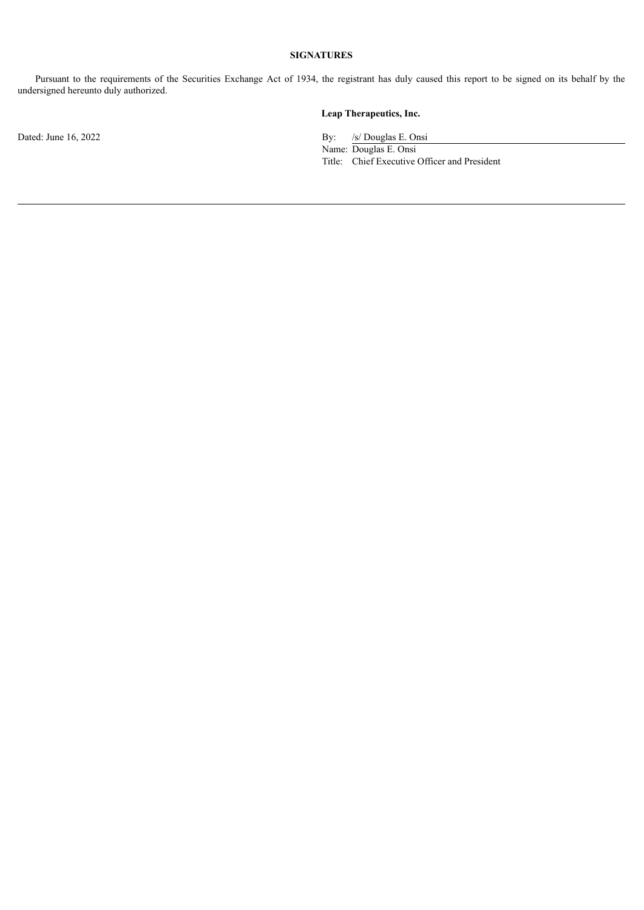## SIGNATURES

Pursuant to the requirements of the Securities Exchange Act of 1934, the registrant has duly caused this report to be signed on its behalf by the undersigned hereunto duly authorized.

**Leap Therapeutics, Inc.**

Dated: June 16, 2022

By: /s/ Douglas E. Onsi
Name: Douglas E. Onsi
Title: Chief Executive Officer and President